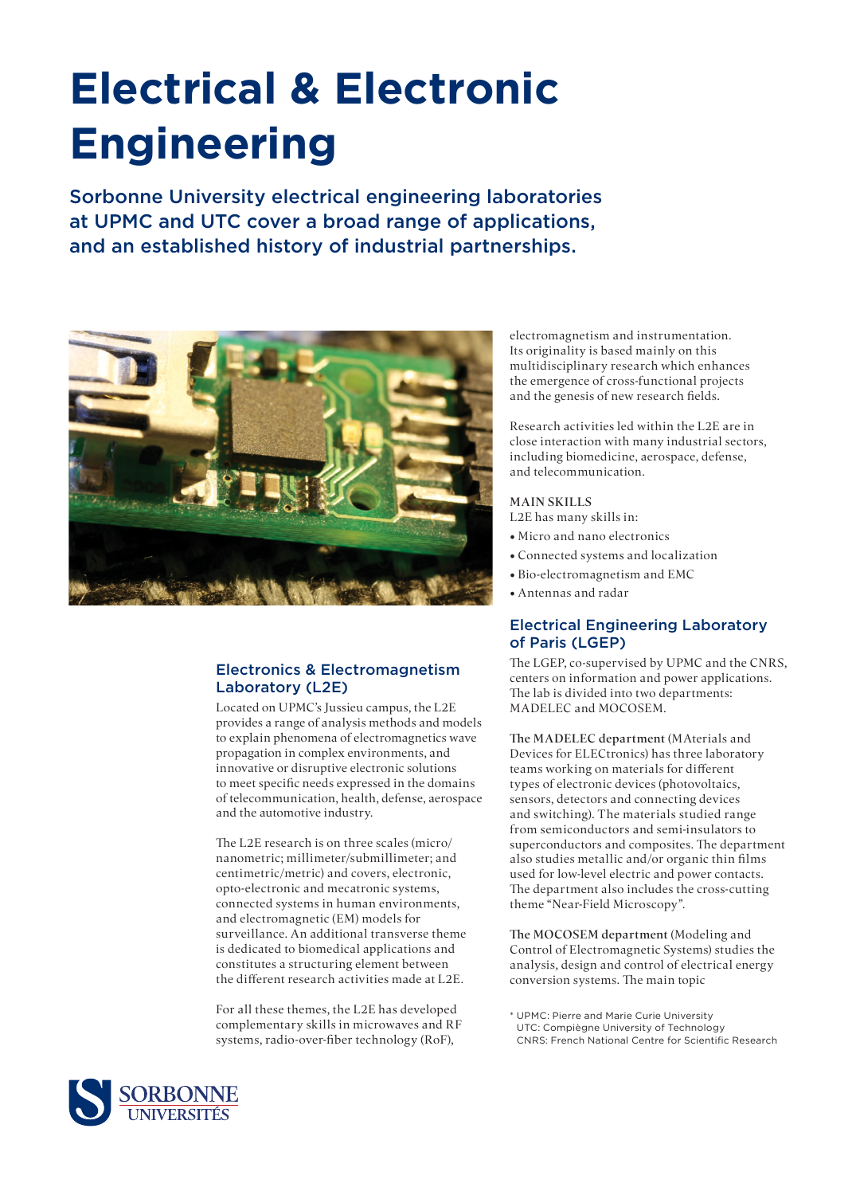# Electrical & Electronic Engineering

## Sorbonne University electrical engineering laboratories at UPMC and UTC cover a broad range of applications, and an established history of industrial partnerships.

### Electronics & Electromagnetism Laboratory (L2E)

Located on UPMC's Jussieu campus, the L2E provides a range of analysis methods and models to explain phenomena of electromagnetics wave propagation in complex environments, and innovative or disruptive electronic solutions to meet specific needs expressed in the domains of telecommunication, health, defense, aerospace and the automotive industry.

The L2E research is on three scales (micro/nanometric; millimeter/submillimeter; and centimetric/metric) and covers, electronic, opto-electronic and mecatronic systems, connected systems in human environments, and electromagnetic (EM) models for surveillance. An additional transverse theme is dedicated to biomedical applications and constitutes a structuring element between the different research activities made at L2E.

For all these themes, the L2E has developed complementary skills in microwaves and RF systems, radio-over-fiber technology (RoF), electromagnetism and instrumentation. Its originality is based mainly on this multidisciplinary research which enhances the emergence of cross-functional projects and the genesis of new research fields.

Research activities led within the L2E are in close interaction with many industrial sectors, including biomedicine, aerospace, defense, and telecommunication.

MAIN SKILLS

L2E has many skills in:

- Micro and nano electronics
- Connected systems and localization
- Bio-electromagnetism and EMC
- Antennas and radar

### Electrical Engineering Laboratory of Paris (LGEP)

The LGEP, co-supervised by UPMC and the CNRS, centers on information and power applications. The lab is divided into two departments: MADELEC and MOCOSEM.

**The MADELEC department** (MAterials and Devices for ELECtronics) has three laboratory teams working on materials for different types of electronic devices (photovoltaics, sensors, detectors and connecting devices and switching). The materials studied range from semiconductors and semi-insulators to superconductors and composites. The department also studies metallic and/or organic thin films used for low-level electric and power contacts. The department also includes the cross-cutting theme "Near-Field Microscopy".

**The MOCOSEM department** (Modeling and Control of Electromagnetic Systems) studies the analysis, design and control of electrical energy conversion systems. The main topic

\* UPMC: Pierre and Marie Curie University
UTC: Compiègne University of Technology
CNRS: French National Centre for Scientific Research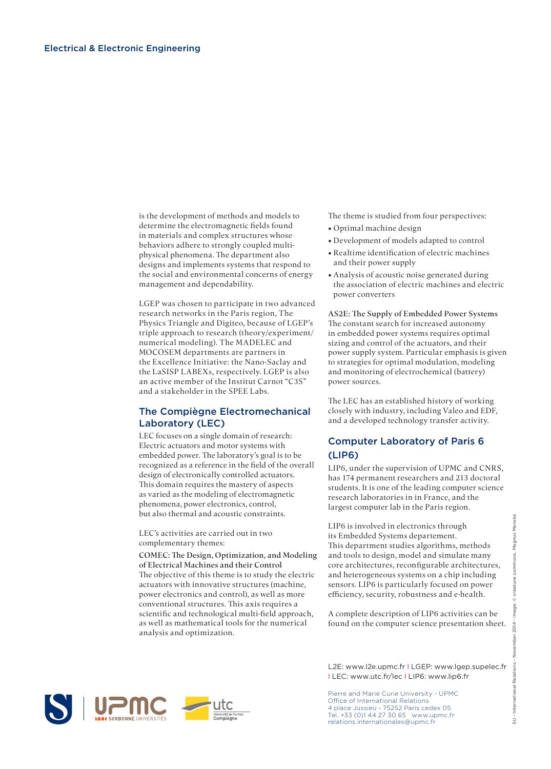Electrical & Electronic Engineering

is the development of methods and models to determine the electromagnetic fields found in materials and complex structures whose behaviors adhere to strongly coupled multi-physical phenomena. The department also designs and implements systems that respond to the social and environmental concerns of energy management and dependability.

LGEP was chosen to participate in two advanced research networks in the Paris region, The Physics Triangle and Digiteo, because of LGEP's triple approach to research (theory/experiment/numerical modeling). The MADELEC and MOCOSEM departments are partners in the Excellence Initiative: the Nano-Saclay and the LaSISP LABEXs, respectively. LGEP is also an active member of the Institut Carnot "C3S" and a stakeholder in the SPEE Labs.

## The Compiègne Electromechanical Laboratory (LEC)

LEC focuses on a single domain of research: Electric actuators and motor systems with embedded power. The laboratory's goal is to be recognized as a reference in the field of the overall design of electronically controlled actuators. This domain requires the mastery of aspects as varied as the modeling of electromagnetic phenomena, power electronics, control, but also thermal and acoustic constraints.

LEC's activities are carried out in two complementary themes:

**COMEC: The Design, Optimization, and Modeling of Electrical Machines and their Control**
The objective of this theme is to study the electric actuators with innovative structures (machine, power electronics and control), as well as more conventional structures. This axis requires a scientific and technological multi-field approach, as well as mathematical tools for the numerical analysis and optimization.

The theme is studied from four perspectives:

- Optimal machine design
- Development of models adapted to control
- Realtime identification of electric machines and their power supply
- Analysis of acoustic noise generated during the association of electric machines and electric power converters

**AS2E: The Supply of Embedded Power Systems**
The constant search for increased autonomy in embedded power systems requires optimal sizing and control of the actuators, and their power supply system. Particular emphasis is given to strategies for optimal modulation, modeling and monitoring of electrochemical (battery) power sources.

The LEC has an established history of working closely with industry, including Valeo and EDF, and a developed technology transfer activity.

## Computer Laboratory of Paris 6 (LIP6)

LIP6, under the supervision of UPMC and CNRS, has 174 permanent researchers and 213 doctoral students. It is one of the leading computer science research laboratories in in France, and the largest computer lab in the Paris region.

LIP6 is involved in electronics through its Embedded Systems departement. This department studies algorithms, methods and tools to design, model and simulate many core architectures, reconfigurable architectures, and heterogeneous systems on a chip including sensors. LIP6 is particularly focused on power efficiency, security, robustness and e-health.

A complete description of LIP6 activities can be found on the computer science presentation sheet.

L2E: www.l2e.upmc.fr I LGEP: www.lgep.supelec.fr I LEC: www.utc.fr/lec I LIP6: www.lip6.fr

Pierre and Marie Curie University - UPMC
Office of International Relations
4 place Jussieu - 75252 Paris cedex 05
Tel. +33 (0)1 44 27 30 65 www.upmc.fr
relations.internationales@upmc.fr

SU - International Relations - November 2014 - image: © creative commons, Magnus Manske